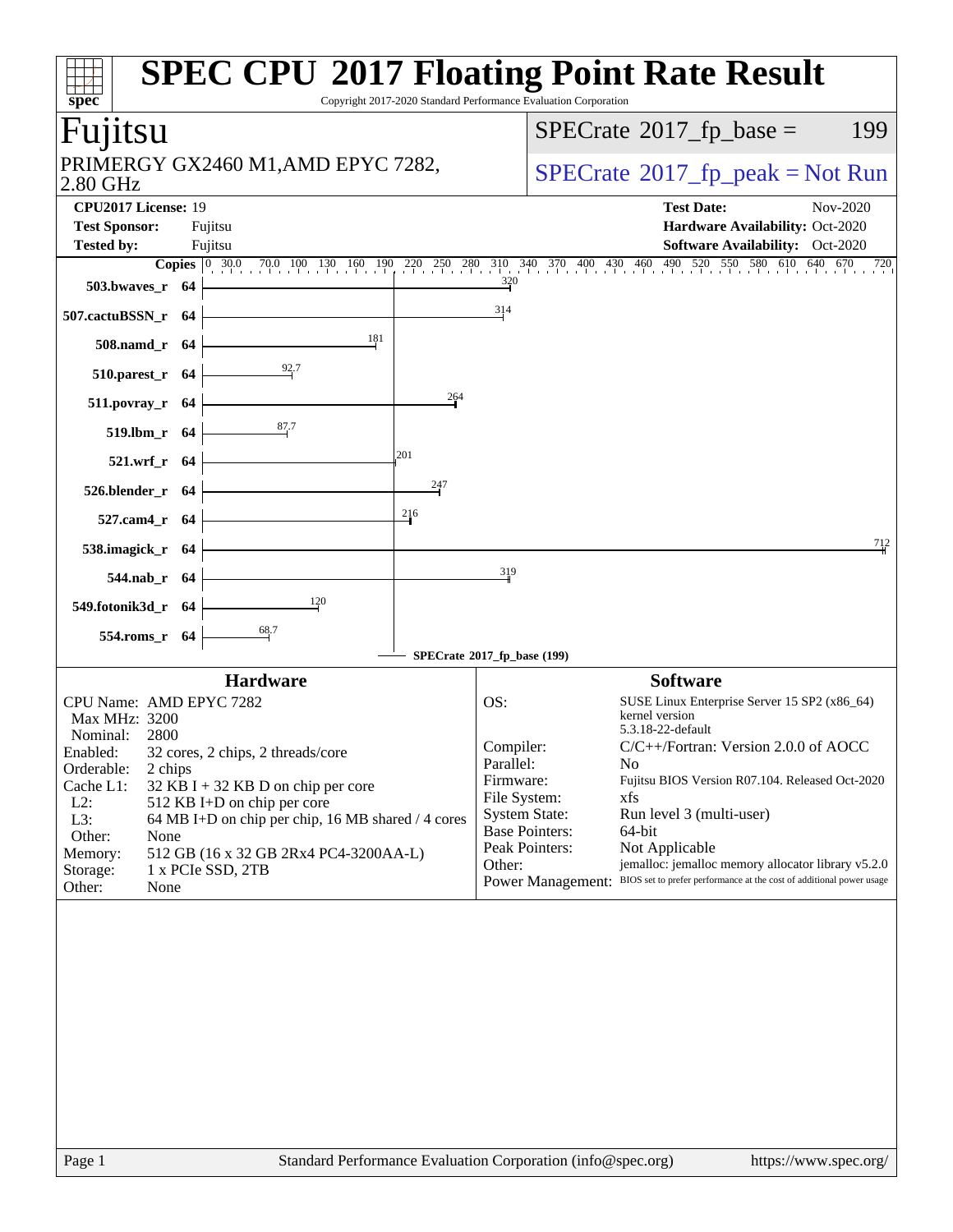# SPEC CPU 2017 Floating Point Rate Result

Copyright 2017-2020 Standard Performance Evaluation Corporation

## Fujitsu

PRIMERGY GX2460 M1,AMD EPYC 7282, 2.80 GHz

SPECrate 2017_fp_base = 199

SPECrate 2017_fp_peak = Not Run

**CPU2017 License:** 19
**Test Sponsor:** Fujitsu
**Tested by:** Fujitsu

**Test Date:** Nov-2020
**Hardware Availability:** Oct-2020
**Software Availability:** Oct-2020

| Benchmark | Copies | Base Ratio |
|---|---|---|
| 503.bwaves_r | 64 | 320 |
| 507.cactuBSSN_r | 64 | 314 |
| 508.namd_r | 64 | 181 |
| 510.parest_r | 64 | 92.7 |
| 511.povray_r | 64 | 264 |
| 519.lbm_r | 64 | 87.7 |
| 521.wrf_r | 64 | 201 |
| 526.blender_r | 64 | 247 |
| 527.cam4_r | 64 | 216 |
| 538.imagick_r | 64 | 712 |
| 544.nab_r | 64 | 319 |
| 549.fotonik3d_r | 64 | 120 |
| 554.roms_r | 64 | 68.7 |

SPECrate 2017_fp_base (199)

### Hardware

| | |
|---|---|
| CPU Name: | AMD EPYC 7282 |
| Max MHz: | 3200 |
| Nominal: | 2800 |
| Enabled: | 32 cores, 2 chips, 2 threads/core |
| Orderable: | 2 chips |
| Cache L1: | 32 KB I + 32 KB D on chip per core |
| L2: | 512 KB I+D on chip per core |
| L3: | 64 MB I+D on chip per chip, 16 MB shared / 4 cores |
| Other: | None |
| Memory: | 512 GB (16 x 32 GB 2Rx4 PC4-3200AA-L) |
| Storage: | 1 x PCIe SSD, 2TB |
| Other: | None |

### Software

| | |
|---|---|
| OS: | SUSE Linux Enterprise Server 15 SP2 (x86_64) kernel version 5.3.18-22-default |
| Compiler: | C/C++/Fortran: Version 2.0.0 of AOCC |
| Parallel: | No |
| Firmware: | Fujitsu BIOS Version R07.104. Released Oct-2020 |
| File System: | xfs |
| System State: | Run level 3 (multi-user) |
| Base Pointers: | 64-bit |
| Peak Pointers: | Not Applicable |
| Other: | jemalloc: jemalloc memory allocator library v5.2.0 |
| Power Management: | BIOS set to prefer performance at the cost of additional power usage |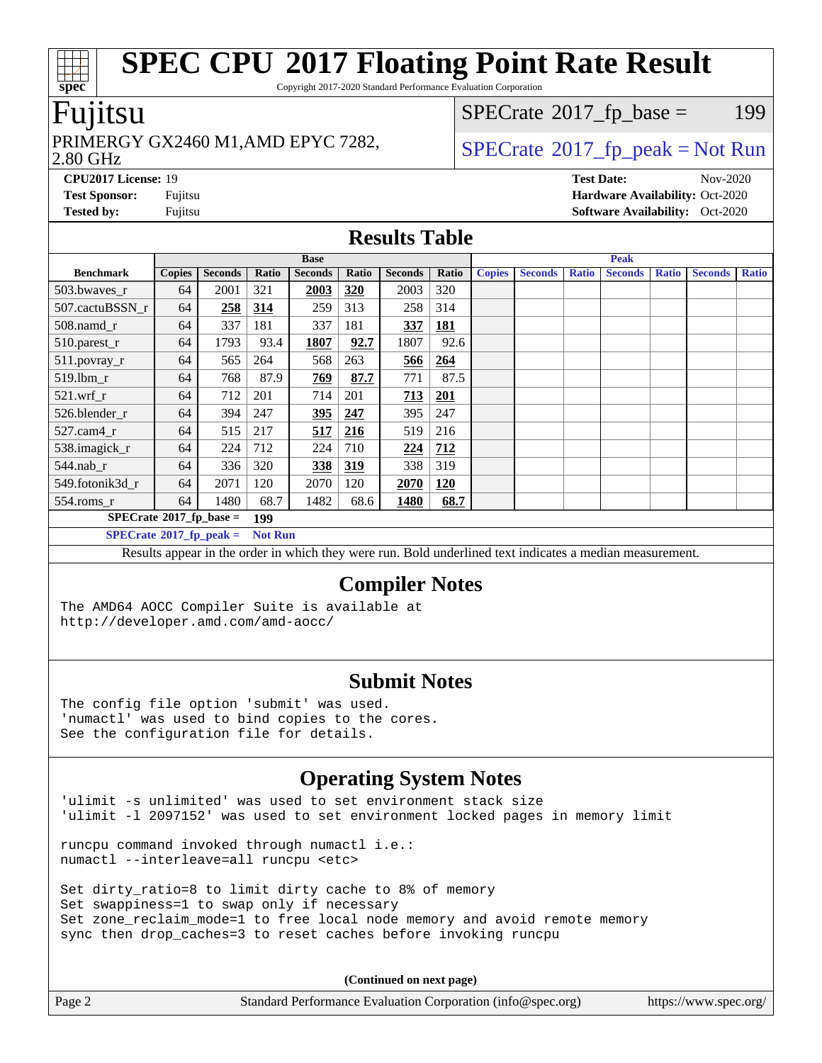# SPEC CPU 2017 Floating Point Rate Result

Copyright 2017-2020 Standard Performance Evaluation Corporation

## Fujitsu

PRIMERGY GX2460 M1,AMD EPYC 7282, 2.80 GHz

SPECrate 2017_fp_base = 199

SPECrate 2017_fp_peak = Not Run

**CPU2017 License:** 19
**Test Sponsor:** Fujitsu
**Tested by:** Fujitsu

**Test Date:** Nov-2020
**Hardware Availability:** Oct-2020
**Software Availability:** Oct-2020

## Results Table

| Benchmark | Base | | | | | | | Peak | | | | | | |
|---|---|---|---|---|---|---|---|---|---|---|---|---|---|---|
| | Copies | Seconds | Ratio | Seconds | Ratio | Seconds | Ratio | Copies | Seconds | Ratio | Seconds | Ratio | Seconds | Ratio |
| 503.bwaves_r | 64 | 2001 | 321 | **2003** | **320** | 2003 | 320 | | | | | | | |
| 507.cactuBSSN_r | 64 | **258** | **314** | 259 | 313 | 258 | 314 | | | | | | | |
| 508.namd_r | 64 | 337 | 181 | 337 | 181 | **337** | **181** | | | | | | | |
| 510.parest_r | 64 | 1793 | 93.4 | **1807** | **92.7** | 1807 | 92.6 | | | | | | | |
| 511.povray_r | 64 | 565 | 264 | 568 | 263 | **566** | **264** | | | | | | | |
| 519.lbm_r | 64 | 768 | 87.9 | **769** | **87.7** | 771 | 87.5 | | | | | | | |
| 521.wrf_r | 64 | 712 | 201 | 714 | 201 | **713** | **201** | | | | | | | |
| 526.blender_r | 64 | 394 | 247 | **395** | **247** | 395 | 247 | | | | | | | |
| 527.cam4_r | 64 | 515 | 217 | **517** | **216** | 519 | 216 | | | | | | | |
| 538.imagick_r | 64 | 224 | 712 | 224 | 710 | **224** | **712** | | | | | | | |
| 544.nab_r | 64 | 336 | 320 | **338** | **319** | 338 | 319 | | | | | | | |
| 549.fotonik3d_r | 64 | 2071 | 120 | 2070 | 120 | **2070** | **120** | | | | | | | |
| 554.roms_r | 64 | 1480 | 68.7 | 1482 | 68.6 | **1480** | **68.7** | | | | | | | |

**SPECrate 2017_fp_base = 199**

**SPECrate 2017_fp_peak = Not Run**

Results appear in the order in which they were run. Bold underlined text indicates a median measurement.

## Compiler Notes

```
The AMD64 AOCC Compiler Suite is available at
http://developer.amd.com/amd-aocc/
```

## Submit Notes

```
The config file option 'submit' was used.
'numactl' was used to bind copies to the cores.
See the configuration file for details.
```

## Operating System Notes

```
'ulimit -s unlimited' was used to set environment stack size
'ulimit -l 2097152' was used to set environment locked pages in memory limit

runcpu command invoked through numactl i.e.:
numactl --interleave=all runcpu <etc>

Set dirty_ratio=8 to limit dirty cache to 8% of memory
Set swappiness=1 to swap only if necessary
Set zone_reclaim_mode=1 to free local node memory and avoid remote memory
sync then drop_caches=3 to reset caches before invoking runcpu
```

**(Continued on next page)**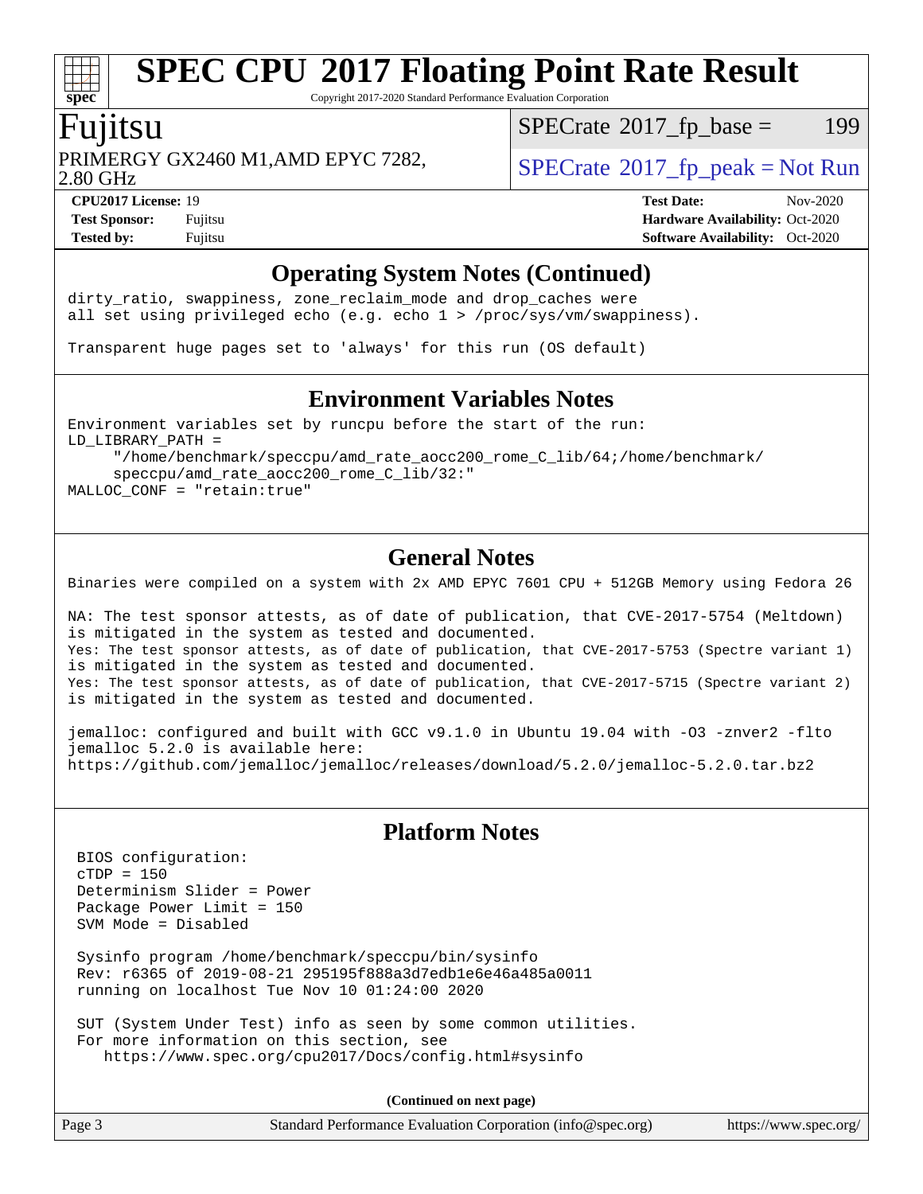## Operating System Notes (Continued)

```
dirty_ratio, swappiness, zone_reclaim_mode and drop_caches were
all set using privileged echo (e.g. echo 1 > /proc/sys/vm/swappiness).

Transparent huge pages set to 'always' for this run (OS default)
```

## Environment Variables Notes

```
Environment variables set by runcpu before the start of the run:
LD_LIBRARY_PATH =
     "/home/benchmark/speccpu/amd_rate_aocc200_rome_C_lib/64;/home/benchmark/
     speccpu/amd_rate_aocc200_rome_C_lib/32:"
MALLOC_CONF = "retain:true"
```

## General Notes

```
Binaries were compiled on a system with 2x AMD EPYC 7601 CPU + 512GB Memory using Fedora 26

NA: The test sponsor attests, as of date of publication, that CVE-2017-5754 (Meltdown)
is mitigated in the system as tested and documented.
Yes: The test sponsor attests, as of date of publication, that CVE-2017-5753 (Spectre variant 1)
is mitigated in the system as tested and documented.
Yes: The test sponsor attests, as of date of publication, that CVE-2017-5715 (Spectre variant 2)
is mitigated in the system as tested and documented.

jemalloc: configured and built with GCC v9.1.0 in Ubuntu 19.04 with -O3 -znver2 -flto
jemalloc 5.2.0 is available here:
https://github.com/jemalloc/jemalloc/releases/download/5.2.0/jemalloc-5.2.0.tar.bz2
```

## Platform Notes

```
BIOS configuration:
cTDP = 150
Determinism Slider = Power
Package Power Limit = 150
SVM Mode = Disabled

Sysinfo program /home/benchmark/speccpu/bin/sysinfo
Rev: r6365 of 2019-08-21 295195f888a3d7edb1e6e46a485a0011
running on localhost Tue Nov 10 01:24:00 2020

SUT (System Under Test) info as seen by some common utilities.
For more information on this section, see
   https://www.spec.org/cpu2017/Docs/config.html#sysinfo
```

**(Continued on next page)**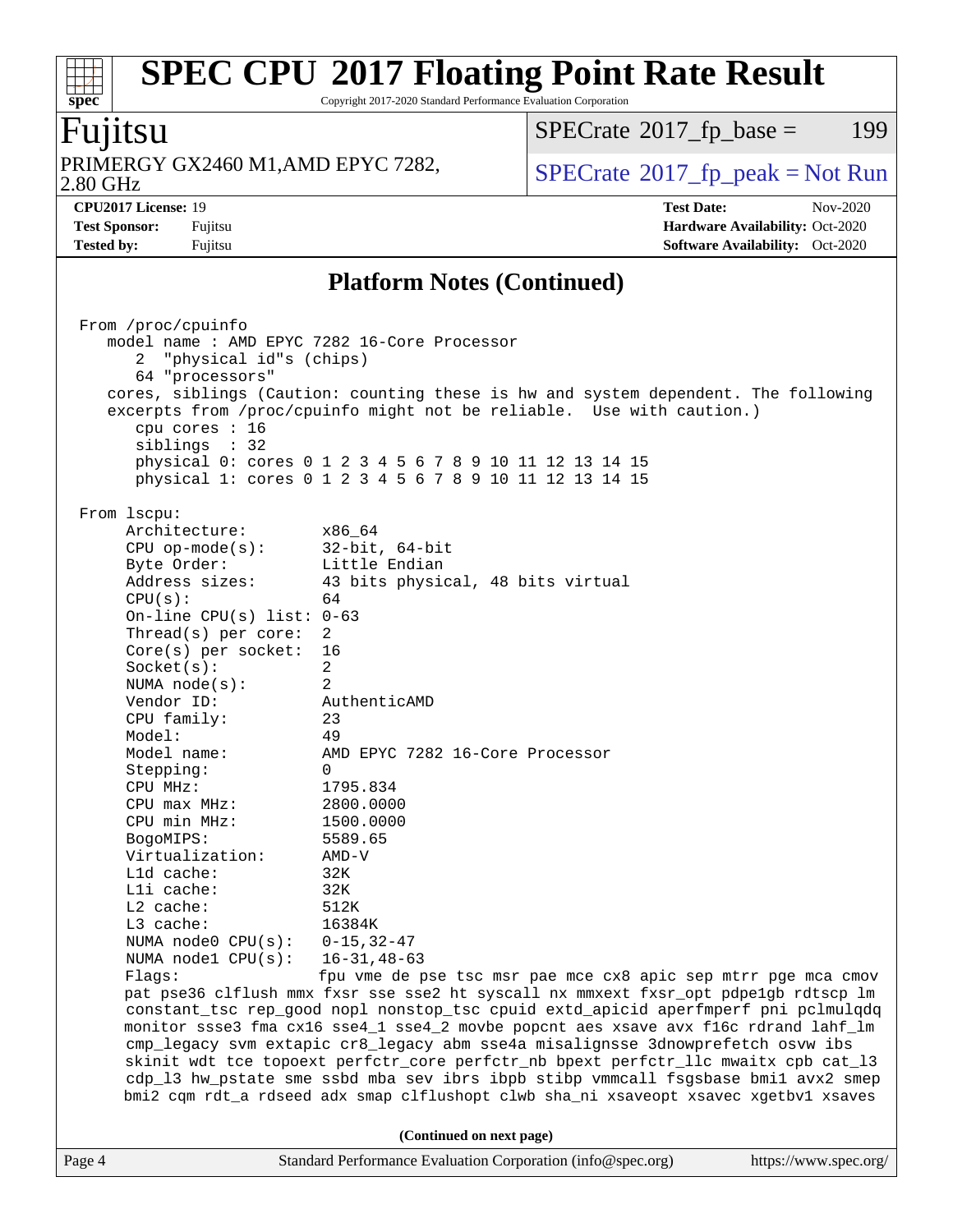## Platform Notes (Continued)

```
From /proc/cpuinfo
   model name : AMD EPYC 7282 16-Core Processor
      2  "physical id"s (chips)
      64 "processors"
   cores, siblings (Caution: counting these is hw and system dependent. The following
   excerpts from /proc/cpuinfo might not be reliable.  Use with caution.)
      cpu cores : 16
      siblings  : 32
      physical 0: cores 0 1 2 3 4 5 6 7 8 9 10 11 12 13 14 15
      physical 1: cores 0 1 2 3 4 5 6 7 8 9 10 11 12 13 14 15

From lscpu:
     Architecture:        x86_64
     CPU op-mode(s):      32-bit, 64-bit
     Byte Order:          Little Endian
     Address sizes:       43 bits physical, 48 bits virtual
     CPU(s):              64
     On-line CPU(s) list: 0-63
     Thread(s) per core:  2
     Core(s) per socket:  16
     Socket(s):           2
     NUMA node(s):        2
     Vendor ID:           AuthenticAMD
     CPU family:          23
     Model:               49
     Model name:          AMD EPYC 7282 16-Core Processor
     Stepping:            0
     CPU MHz:             1795.834
     CPU max MHz:         2800.0000
     CPU min MHz:         1500.0000
     BogoMIPS:            5589.65
     Virtualization:      AMD-V
     L1d cache:           32K
     L1i cache:           32K
     L2 cache:            512K
     L3 cache:            16384K
     NUMA node0 CPU(s):   0-15,32-47
     NUMA node1 CPU(s):   16-31,48-63
     Flags:               fpu vme de pse tsc msr pae mce cx8 apic sep mtrr pge mca cmov
     pat pse36 clflush mmx fxsr sse sse2 ht syscall nx mmxext fxsr_opt pdpe1gb rdtscp lm
     constant_tsc rep_good nopl nonstop_tsc cpuid extd_apicid aperfmperf pni pclmulqdq
     monitor ssse3 fma cx16 sse4_1 sse4_2 movbe popcnt aes xsave avx f16c rdrand lahf_lm
     cmp_legacy svm extapic cr8_legacy abm sse4a misalignsse 3dnowprefetch osvw ibs
     skinit wdt tce topoext perfctr_core perfctr_nb bpext perfctr_llc mwaitx cpb cat_l3
     cdp_l3 hw_pstate sme ssbd mba sev ibrs ibpb stibp vmmcall fsgsbase bmi1 avx2 smep
     bmi2 cqm rdt_a rdseed adx smap clflushopt clwb sha_ni xsaveopt xsavec xgetbv1 xsaves
```

**(Continued on next page)**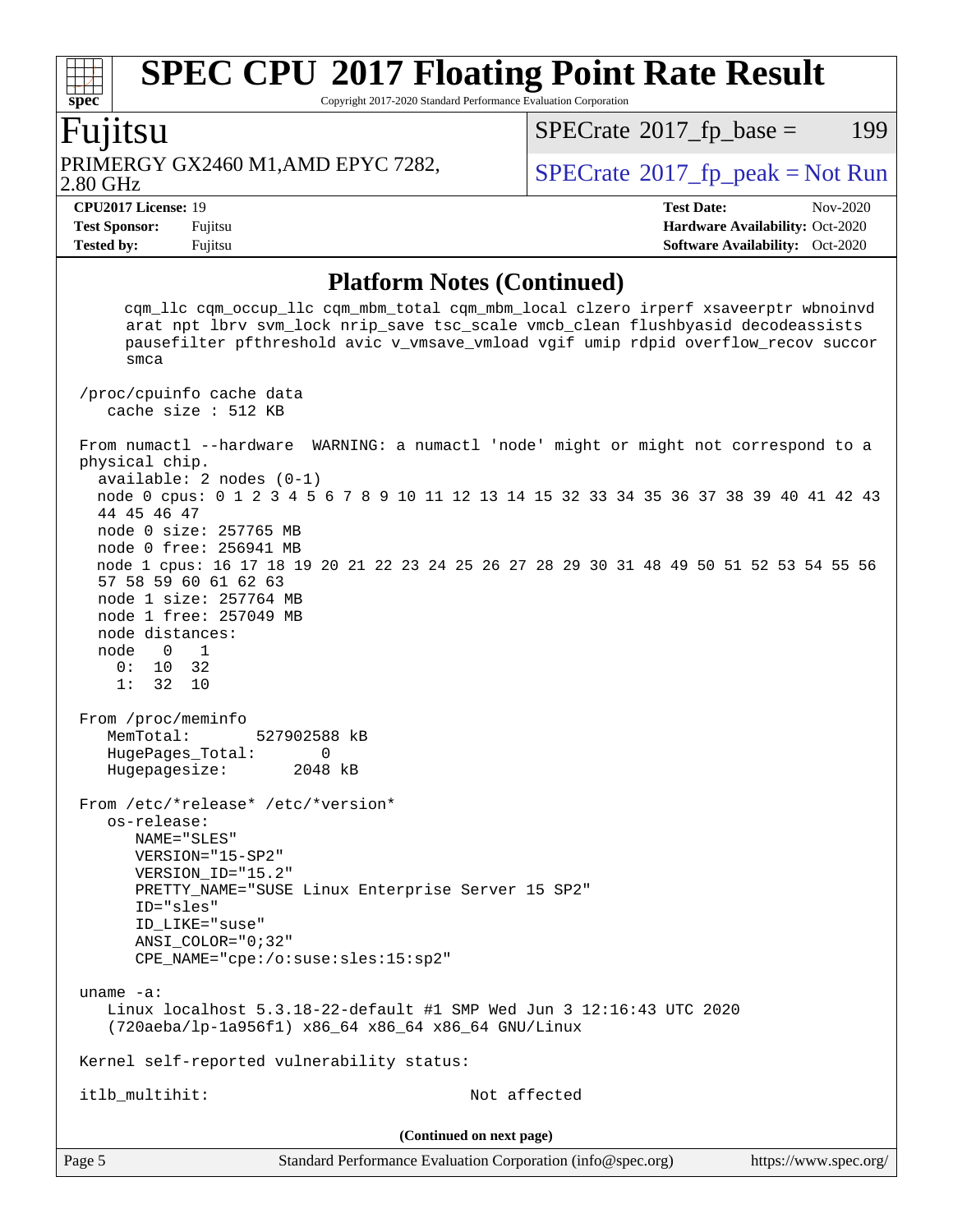## Platform Notes (Continued)

```
     cqm_llc cqm_occup_llc cqm_mbm_total cqm_mbm_local clzero irperf xsaveerptr wbnoinvd
     arat npt lbrv svm_lock nrip_save tsc_scale vmcb_clean flushbyasid decodeassists
     pausefilter pfthreshold avic v_vmsave_vmload vgif umip rdpid overflow_recov succor
     smca

 /proc/cpuinfo cache data
    cache size : 512 KB

 From numactl --hardware  WARNING: a numactl 'node' might or might not correspond to a
 physical chip.
   available: 2 nodes (0-1)
   node 0 cpus: 0 1 2 3 4 5 6 7 8 9 10 11 12 13 14 15 32 33 34 35 36 37 38 39 40 41 42 43
   44 45 46 47
   node 0 size: 257765 MB
   node 0 free: 256941 MB
   node 1 cpus: 16 17 18 19 20 21 22 23 24 25 26 27 28 29 30 31 48 49 50 51 52 53 54 55 56
   57 58 59 60 61 62 63
   node 1 size: 257764 MB
   node 1 free: 257049 MB
   node distances:
   node   0   1
     0:  10  32
     1:  32  10

 From /proc/meminfo
    MemTotal:       527902588 kB
    HugePages_Total:       0
    Hugepagesize:       2048 kB

 From /etc/*release* /etc/*version*
    os-release:
       NAME="SLES"
       VERSION="15-SP2"
       VERSION_ID="15.2"
       PRETTY_NAME="SUSE Linux Enterprise Server 15 SP2"
       ID="sles"
       ID_LIKE="suse"
       ANSI_COLOR="0;32"
       CPE_NAME="cpe:/o:suse:sles:15:sp2"

 uname -a:
    Linux localhost 5.3.18-22-default #1 SMP Wed Jun 3 12:16:43 UTC 2020
    (720aeba/lp-1a956f1) x86_64 x86_64 x86_64 GNU/Linux

 Kernel self-reported vulnerability status:

 itlb_multihit:                                   Not affected
```

(Continued on next page)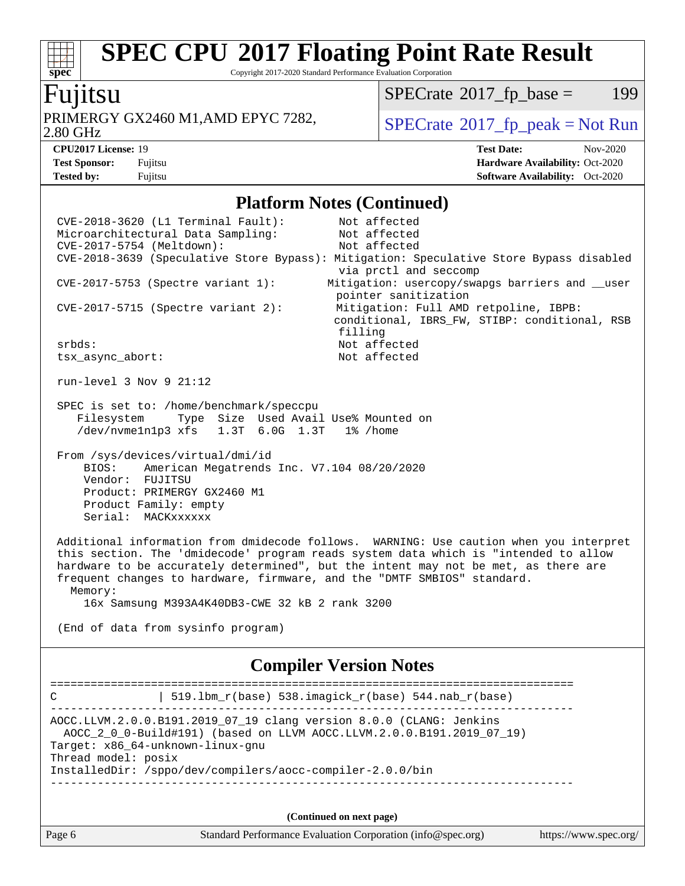## Platform Notes (Continued)

```
CVE-2018-3620 (L1 Terminal Fault):          Not affected
Microarchitectural Data Sampling:           Not affected
CVE-2017-5754 (Meltdown):                   Not affected
CVE-2018-3639 (Speculative Store Bypass): Mitigation: Speculative Store Bypass disabled
                                            via prctl and seccomp
CVE-2017-5753 (Spectre variant 1):        Mitigation: usercopy/swapgs barriers and __user
                                            pointer sanitization
CVE-2017-5715 (Spectre variant 2):         Mitigation: Full AMD retpoline, IBPB:
                                           conditional, IBRS_FW, STIBP: conditional, RSB
                                            filling
srbds:                                      Not affected
tsx_async_abort:                            Not affected

run-level 3 Nov 9 21:12

SPEC is set to: /home/benchmark/speccpu
   Filesystem     Type  Size  Used Avail Use% Mounted on
   /dev/nvme1n1p3 xfs   1.3T  6.0G  1.3T   1% /home

From /sys/devices/virtual/dmi/id
    BIOS:    American Megatrends Inc. V7.104 08/20/2020
    Vendor:  FUJITSU
    Product: PRIMERGY GX2460 M1
    Product Family: empty
    Serial:  MACKxxxxxx

Additional information from dmidecode follows.  WARNING: Use caution when you interpret
this section. The 'dmidecode' program reads system data which is "intended to allow
hardware to be accurately determined", but the intent may not be met, as there are
frequent changes to hardware, firmware, and the "DMTF SMBIOS" standard.
  Memory:
    16x Samsung M393A4K40DB3-CWE 32 kB 2 rank 3200

(End of data from sysinfo program)
```

## Compiler Version Notes

```
==============================================================================
C               | 519.lbm_r(base) 538.imagick_r(base) 544.nab_r(base)
------------------------------------------------------------------------------
AOCC.LLVM.2.0.0.B191.2019_07_19 clang version 8.0.0 (CLANG: Jenkins
  AOCC_2_0_0-Build#191) (based on LLVM AOCC.LLVM.2.0.0.B191.2019_07_19)
Target: x86_64-unknown-linux-gnu
Thread model: posix
InstalledDir: /sppo/dev/compilers/aocc-compiler-2.0.0/bin
------------------------------------------------------------------------------
```

**(Continued on next page)**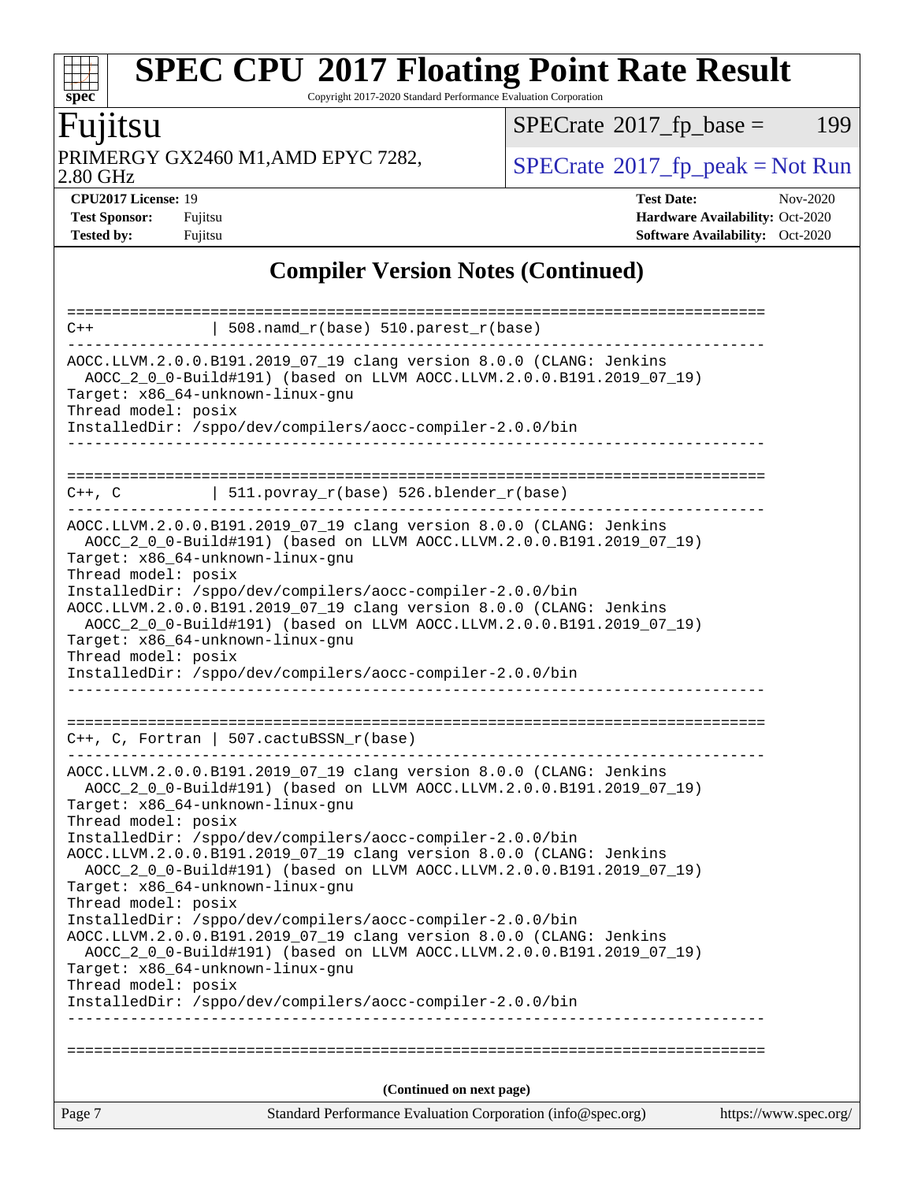## Compiler Version Notes (Continued)

```
==============================================================================
C++             | 508.namd_r(base) 510.parest_r(base)
------------------------------------------------------------------------------
AOCC.LLVM.2.0.0.B191.2019_07_19 clang version 8.0.0 (CLANG: Jenkins
  AOCC_2_0_0-Build#191) (based on LLVM AOCC.LLVM.2.0.0.B191.2019_07_19)
Target: x86_64-unknown-linux-gnu
Thread model: posix
InstalledDir: /sppo/dev/compilers/aocc-compiler-2.0.0/bin
------------------------------------------------------------------------------

==============================================================================
C++, C          | 511.povray_r(base) 526.blender_r(base)
------------------------------------------------------------------------------
AOCC.LLVM.2.0.0.B191.2019_07_19 clang version 8.0.0 (CLANG: Jenkins
  AOCC_2_0_0-Build#191) (based on LLVM AOCC.LLVM.2.0.0.B191.2019_07_19)
Target: x86_64-unknown-linux-gnu
Thread model: posix
InstalledDir: /sppo/dev/compilers/aocc-compiler-2.0.0/bin
AOCC.LLVM.2.0.0.B191.2019_07_19 clang version 8.0.0 (CLANG: Jenkins
  AOCC_2_0_0-Build#191) (based on LLVM AOCC.LLVM.2.0.0.B191.2019_07_19)
Target: x86_64-unknown-linux-gnu
Thread model: posix
InstalledDir: /sppo/dev/compilers/aocc-compiler-2.0.0/bin
------------------------------------------------------------------------------

==============================================================================
C++, C, Fortran | 507.cactuBSSN_r(base)
------------------------------------------------------------------------------
AOCC.LLVM.2.0.0.B191.2019_07_19 clang version 8.0.0 (CLANG: Jenkins
  AOCC_2_0_0-Build#191) (based on LLVM AOCC.LLVM.2.0.0.B191.2019_07_19)
Target: x86_64-unknown-linux-gnu
Thread model: posix
InstalledDir: /sppo/dev/compilers/aocc-compiler-2.0.0/bin
AOCC.LLVM.2.0.0.B191.2019_07_19 clang version 8.0.0 (CLANG: Jenkins
  AOCC_2_0_0-Build#191) (based on LLVM AOCC.LLVM.2.0.0.B191.2019_07_19)
Target: x86_64-unknown-linux-gnu
Thread model: posix
InstalledDir: /sppo/dev/compilers/aocc-compiler-2.0.0/bin
AOCC.LLVM.2.0.0.B191.2019_07_19 clang version 8.0.0 (CLANG: Jenkins
  AOCC_2_0_0-Build#191) (based on LLVM AOCC.LLVM.2.0.0.B191.2019_07_19)
Target: x86_64-unknown-linux-gnu
Thread model: posix
InstalledDir: /sppo/dev/compilers/aocc-compiler-2.0.0/bin
------------------------------------------------------------------------------

==============================================================================
```

**(Continued on next page)**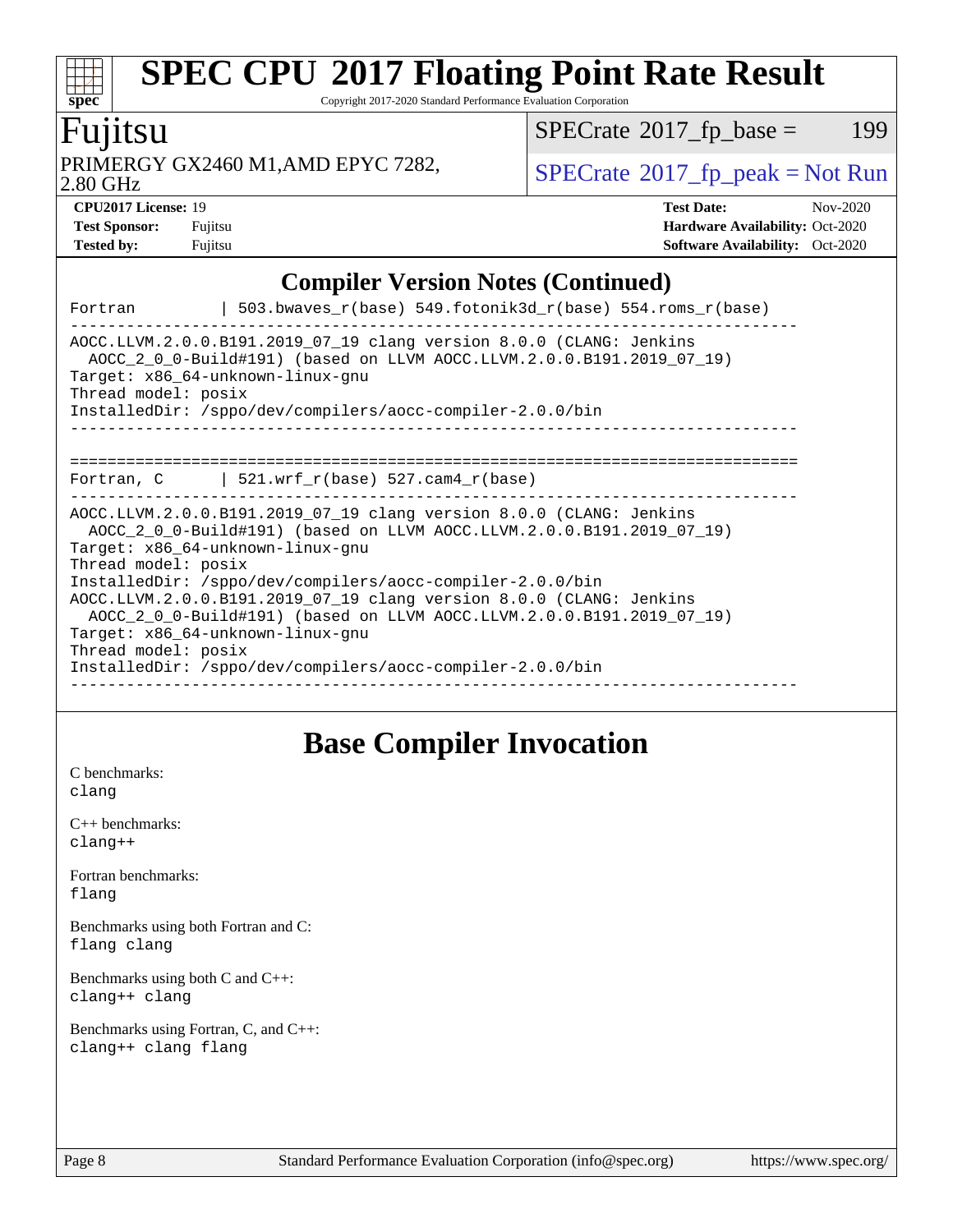# SPEC CPU 2017 Floating Point Rate Result

Copyright 2017-2020 Standard Performance Evaluation Corporation

## Fujitsu

PRIMERGY GX2460 M1,AMD EPYC 7282, 2.80 GHz

SPECrate 2017_fp_base = 199

SPECrate 2017_fp_peak = Not Run

**CPU2017 License:** 19
**Test Sponsor:** Fujitsu
**Tested by:** Fujitsu

**Test Date:** Nov-2020
**Hardware Availability:** Oct-2020
**Software Availability:** Oct-2020

## Compiler Version Notes (Continued)

```
Fortran         | 503.bwaves_r(base) 549.fotonik3d_r(base) 554.roms_r(base)
------------------------------------------------------------------------------
AOCC.LLVM.2.0.0.B191.2019_07_19 clang version 8.0.0 (CLANG: Jenkins
  AOCC_2_0_0-Build#191) (based on LLVM AOCC.LLVM.2.0.0.B191.2019_07_19)
Target: x86_64-unknown-linux-gnu
Thread model: posix
InstalledDir: /sppo/dev/compilers/aocc-compiler-2.0.0/bin
------------------------------------------------------------------------------

==============================================================================
Fortran, C      | 521.wrf_r(base) 527.cam4_r(base)
------------------------------------------------------------------------------
AOCC.LLVM.2.0.0.B191.2019_07_19 clang version 8.0.0 (CLANG: Jenkins
  AOCC_2_0_0-Build#191) (based on LLVM AOCC.LLVM.2.0.0.B191.2019_07_19)
Target: x86_64-unknown-linux-gnu
Thread model: posix
InstalledDir: /sppo/dev/compilers/aocc-compiler-2.0.0/bin
AOCC.LLVM.2.0.0.B191.2019_07_19 clang version 8.0.0 (CLANG: Jenkins
  AOCC_2_0_0-Build#191) (based on LLVM AOCC.LLVM.2.0.0.B191.2019_07_19)
Target: x86_64-unknown-linux-gnu
Thread model: posix
InstalledDir: /sppo/dev/compilers/aocc-compiler-2.0.0/bin
------------------------------------------------------------------------------
```

## Base Compiler Invocation

C benchmarks:
`clang`

C++ benchmarks:
`clang++`

Fortran benchmarks:
`flang`

Benchmarks using both Fortran and C:
`flang clang`

Benchmarks using both C and C++:
`clang++ clang`

Benchmarks using Fortran, C, and C++:
`clang++ clang flang`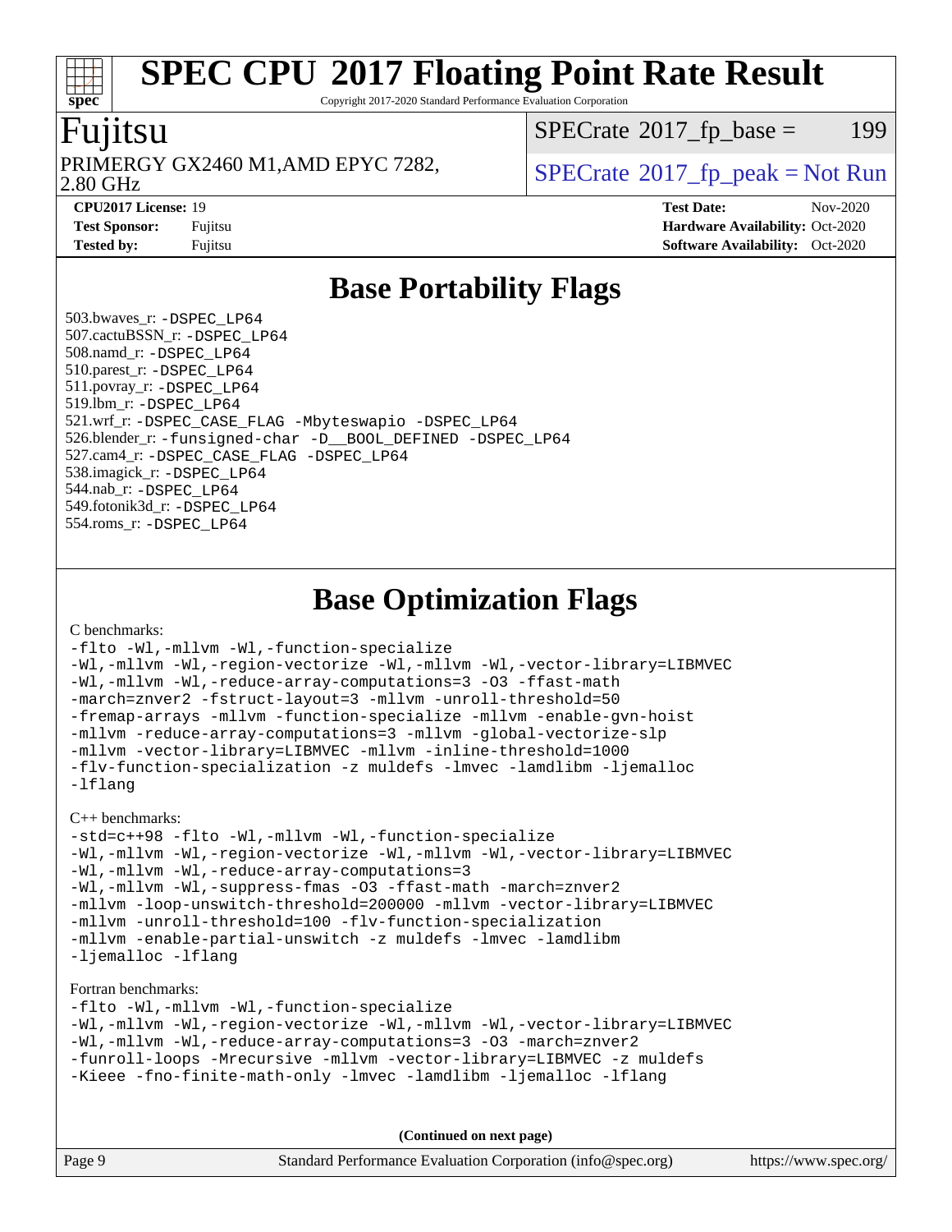# SPEC CPU 2017 Floating Point Rate Result

Copyright 2017-2020 Standard Performance Evaluation Corporation

## Fujitsu

PRIMERGY GX2460 M1,AMD EPYC 7282, 2.80 GHz

SPECrate 2017_fp_base = 199

SPECrate 2017_fp_peak = Not Run

**CPU2017 License:** 19
**Test Sponsor:** Fujitsu
**Tested by:** Fujitsu

**Test Date:** Nov-2020
**Hardware Availability:** Oct-2020
**Software Availability:** Oct-2020

## Base Portability Flags

503.bwaves_r: -DSPEC_LP64
507.cactuBSSN_r: -DSPEC_LP64
508.namd_r: -DSPEC_LP64
510.parest_r: -DSPEC_LP64
511.povray_r: -DSPEC_LP64
519.lbm_r: -DSPEC_LP64
521.wrf_r: -DSPEC_CASE_FLAG -Mbyteswapio -DSPEC_LP64
526.blender_r: -funsigned-char -D__BOOL_DEFINED -DSPEC_LP64
527.cam4_r: -DSPEC_CASE_FLAG -DSPEC_LP64
538.imagick_r: -DSPEC_LP64
544.nab_r: -DSPEC_LP64
549.fotonik3d_r: -DSPEC_LP64
554.roms_r: -DSPEC_LP64

## Base Optimization Flags

C benchmarks:

```
-flto -Wl,-mllvm -Wl,-function-specialize
-Wl,-mllvm -Wl,-region-vectorize -Wl,-mllvm -Wl,-vector-library=LIBMVEC
-Wl,-mllvm -Wl,-reduce-array-computations=3 -O3 -ffast-math
-march=znver2 -fstruct-layout=3 -mllvm -unroll-threshold=50
-fremap-arrays -mllvm -function-specialize -mllvm -enable-gvn-hoist
-mllvm -reduce-array-computations=3 -mllvm -global-vectorize-slp
-mllvm -vector-library=LIBMVEC -mllvm -inline-threshold=1000
-flv-function-specialization -z muldefs -lmvec -lamdlibm -ljemalloc
-lflang
```

C++ benchmarks:

```
-std=c++98 -flto -Wl,-mllvm -Wl,-function-specialize
-Wl,-mllvm -Wl,-region-vectorize -Wl,-mllvm -Wl,-vector-library=LIBMVEC
-Wl,-mllvm -Wl,-reduce-array-computations=3
-Wl,-mllvm -Wl,-suppress-fmas -O3 -ffast-math -march=znver2
-mllvm -loop-unswitch-threshold=200000 -mllvm -vector-library=LIBMVEC
-mllvm -unroll-threshold=100 -flv-function-specialization
-mllvm -enable-partial-unswitch -z muldefs -lmvec -lamdlibm
-ljemalloc -lflang
```

Fortran benchmarks:

```
-flto -Wl,-mllvm -Wl,-function-specialize
-Wl,-mllvm -Wl,-region-vectorize -Wl,-mllvm -Wl,-vector-library=LIBMVEC
-Wl,-mllvm -Wl,-reduce-array-computations=3 -O3 -march=znver2
-funroll-loops -Mrecursive -mllvm -vector-library=LIBMVEC -z muldefs
-Kieee -fno-finite-math-only -lmvec -lamdlibm -ljemalloc -lflang
```

**(Continued on next page)**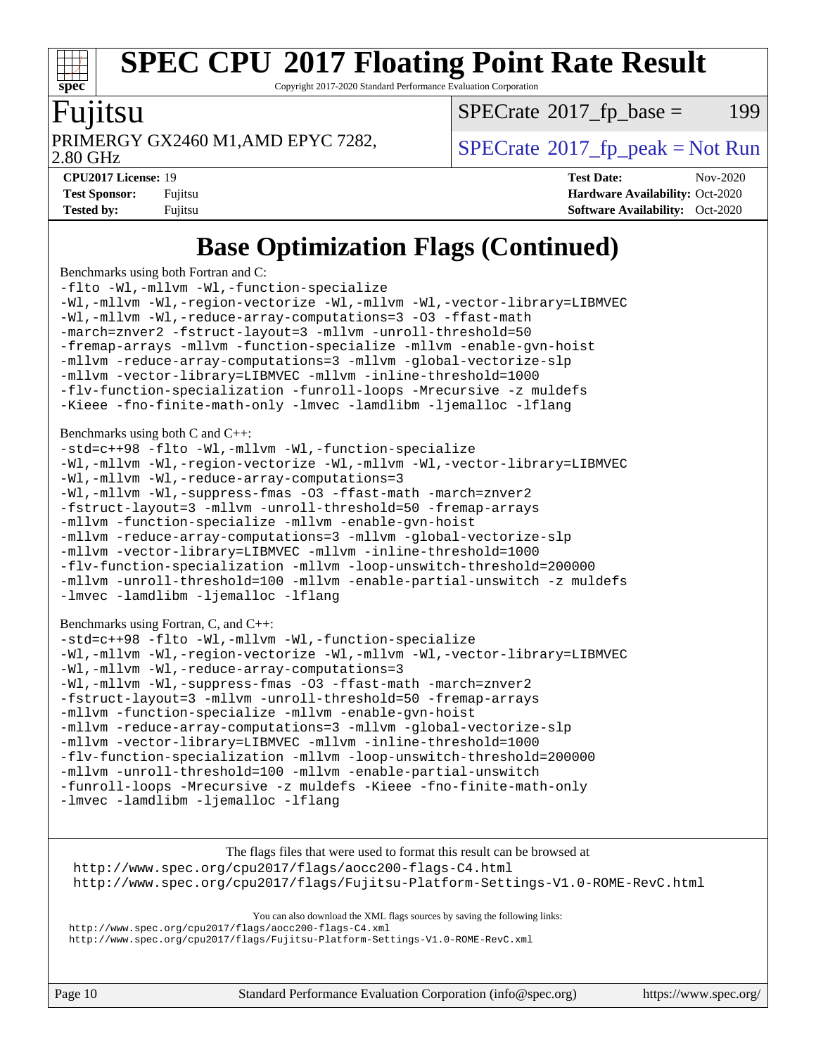# SPEC CPU 2017 Floating Point Rate Result

Copyright 2017-2020 Standard Performance Evaluation Corporation

## Fujitsu

PRIMERGY GX2460 M1,AMD EPYC 7282, 2.80 GHz

SPECrate 2017_fp_base = 199

SPECrate 2017_fp_peak = Not Run

| | | | |
|---|---|---|---|
| **CPU2017 License:** | 19 | **Test Date:** | Nov-2020 |
| **Test Sponsor:** | Fujitsu | **Hardware Availability:** | Oct-2020 |
| **Tested by:** | Fujitsu | **Software Availability:** | Oct-2020 |

## Base Optimization Flags (Continued)

Benchmarks using both Fortran and C:

```
-flto -Wl,-mllvm -Wl,-function-specialize
-Wl,-mllvm -Wl,-region-vectorize -Wl,-mllvm -Wl,-vector-library=LIBMVEC
-Wl,-mllvm -Wl,-reduce-array-computations=3 -O3 -ffast-math
-march=znver2 -fstruct-layout=3 -mllvm -unroll-threshold=50
-fremap-arrays -mllvm -function-specialize -mllvm -enable-gvn-hoist
-mllvm -reduce-array-computations=3 -mllvm -global-vectorize-slp
-mllvm -vector-library=LIBMVEC -mllvm -inline-threshold=1000
-flv-function-specialization -funroll-loops -Mrecursive -z muldefs
-Kieee -fno-finite-math-only -lmvec -lamdlibm -ljemalloc -lflang
```

Benchmarks using both C and C++:

```
-std=c++98 -flto -Wl,-mllvm -Wl,-function-specialize
-Wl,-mllvm -Wl,-region-vectorize -Wl,-mllvm -Wl,-vector-library=LIBMVEC
-Wl,-mllvm -Wl,-reduce-array-computations=3
-Wl,-mllvm -Wl,-suppress-fmas -O3 -ffast-math -march=znver2
-fstruct-layout=3 -mllvm -unroll-threshold=50 -fremap-arrays
-mllvm -function-specialize -mllvm -enable-gvn-hoist
-mllvm -reduce-array-computations=3 -mllvm -global-vectorize-slp
-mllvm -vector-library=LIBMVEC -mllvm -inline-threshold=1000
-flv-function-specialization -mllvm -loop-unswitch-threshold=200000
-mllvm -unroll-threshold=100 -mllvm -enable-partial-unswitch -z muldefs
-lmvec -lamdlibm -ljemalloc -lflang
```

Benchmarks using Fortran, C, and C++:

```
-std=c++98 -flto -Wl,-mllvm -Wl,-function-specialize
-Wl,-mllvm -Wl,-region-vectorize -Wl,-mllvm -Wl,-vector-library=LIBMVEC
-Wl,-mllvm -Wl,-reduce-array-computations=3
-Wl,-mllvm -Wl,-suppress-fmas -O3 -ffast-math -march=znver2
-fstruct-layout=3 -mllvm -unroll-threshold=50 -fremap-arrays
-mllvm -function-specialize -mllvm -enable-gvn-hoist
-mllvm -reduce-array-computations=3 -mllvm -global-vectorize-slp
-mllvm -vector-library=LIBMVEC -mllvm -inline-threshold=1000
-flv-function-specialization -mllvm -loop-unswitch-threshold=200000
-mllvm -unroll-threshold=100 -mllvm -enable-partial-unswitch
-funroll-loops -Mrecursive -z muldefs -Kieee -fno-finite-math-only
-lmvec -lamdlibm -ljemalloc -lflang
```

The flags files that were used to format this result can be browsed at
http://www.spec.org/cpu2017/flags/aocc200-flags-C4.html
http://www.spec.org/cpu2017/flags/Fujitsu-Platform-Settings-V1.0-ROME-RevC.html

You can also download the XML flags sources by saving the following links:
http://www.spec.org/cpu2017/flags/aocc200-flags-C4.xml
http://www.spec.org/cpu2017/flags/Fujitsu-Platform-Settings-V1.0-ROME-RevC.xml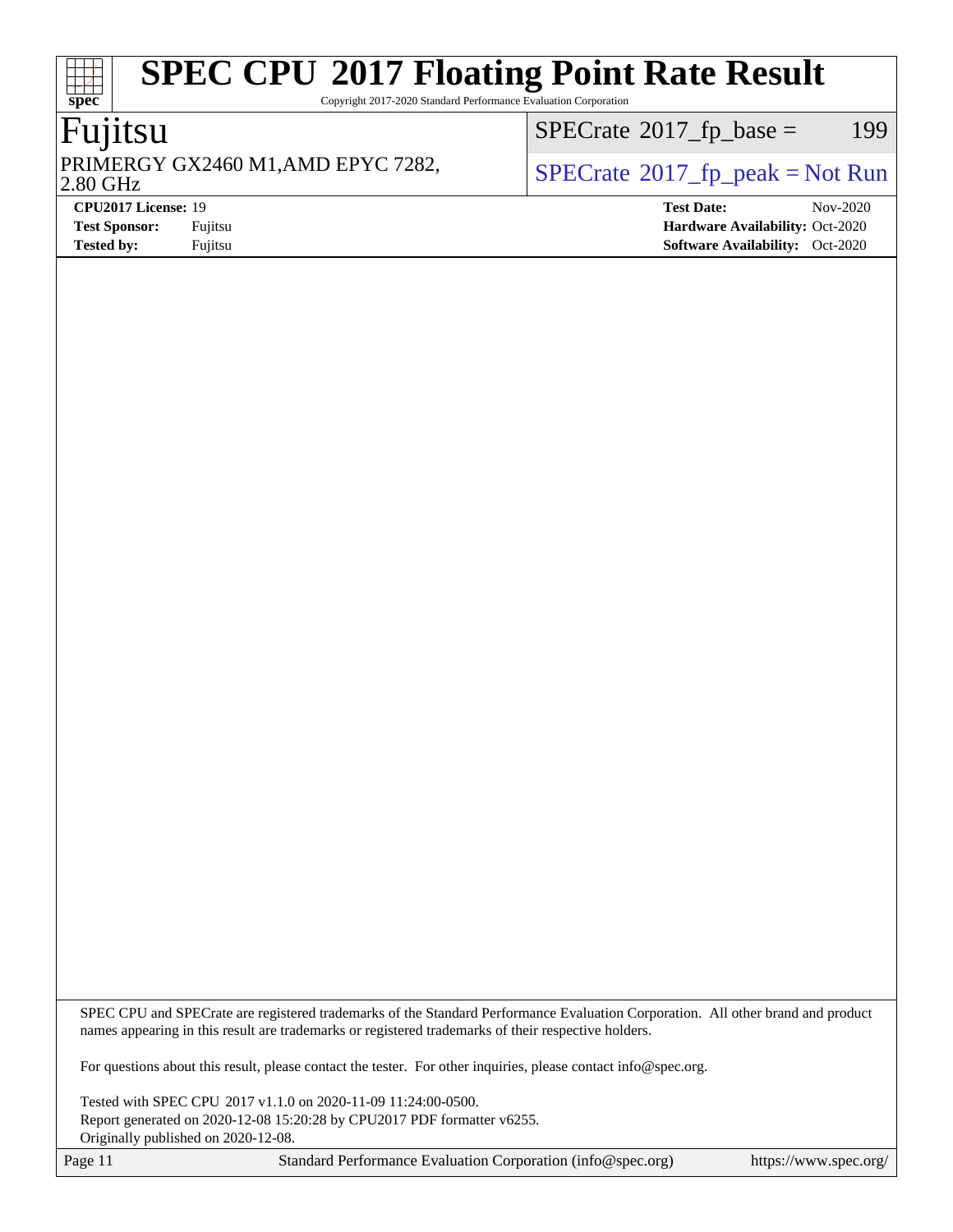SPEC CPU and SPECrate are registered trademarks of the Standard Performance Evaluation Corporation. All other brand and product names appearing in this result are trademarks or registered trademarks of their respective holders.

For questions about this result, please contact the tester. For other inquiries, please contact info@spec.org.

Tested with SPEC CPU 2017 v1.1.0 on 2020-11-09 11:24:00-0500.
Report generated on 2020-12-08 15:20:28 by CPU2017 PDF formatter v6255.
Originally published on 2020-12-08.